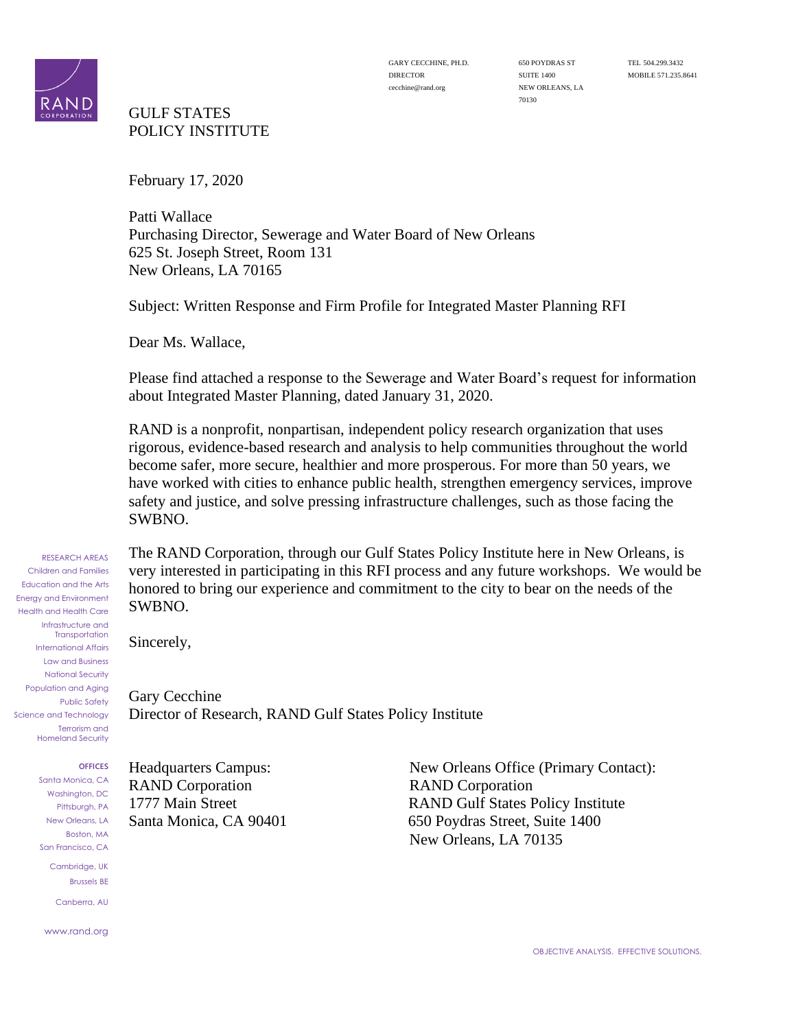RAND CORPORATION

GULF STATES
POLICY INSTITUTE

GARY CECCHINE, PH.D.
DIRECTOR
cecchine@rand.org

650 POYDRAS ST
SUITE 1400
NEW ORLEANS, LA
70130

TEL 504.299.3432
MOBILE 571.235.8641

February 17, 2020

Patti Wallace
Purchasing Director, Sewerage and Water Board of New Orleans
625 St. Joseph Street, Room 131
New Orleans, LA 70165

Subject: Written Response and Firm Profile for Integrated Master Planning RFI

Dear Ms. Wallace,

Please find attached a response to the Sewerage and Water Board's request for information about Integrated Master Planning, dated January 31, 2020.

RAND is a nonprofit, nonpartisan, independent policy research organization that uses rigorous, evidence-based research and analysis to help communities throughout the world become safer, more secure, healthier and more prosperous. For more than 50 years, we have worked with cities to enhance public health, strengthen emergency services, improve safety and justice, and solve pressing infrastructure challenges, such as those facing the SWBNO.

The RAND Corporation, through our Gulf States Policy Institute here in New Orleans, is very interested in participating in this RFI process and any future workshops. We would be honored to bring our experience and commitment to the city to bear on the needs of the SWBNO.

Sincerely,

Gary Cecchine
Director of Research, RAND Gulf States Policy Institute

Headquarters Campus:
RAND Corporation
1777 Main Street
Santa Monica, CA 90401

New Orleans Office (Primary Contact):
RAND Corporation
RAND Gulf States Policy Institute
650 Poydras Street, Suite 1400
New Orleans, LA 70135

RESEARCH AREAS
Children and Families
Education and the Arts
Energy and Environment
Health and Health Care
Infrastructure and Transportation
International Affairs
Law and Business
National Security
Population and Aging
Public Safety
Science and Technology
Terrorism and Homeland Security

OFFICES
Santa Monica, CA
Washington, DC
Pittsburgh, PA
New Orleans, LA
Boston, MA
San Francisco, CA
Cambridge, UK
Brussels BE
Canberra, AU

www.rand.org

OBJECTIVE ANALYSIS. EFFECTIVE SOLUTIONS.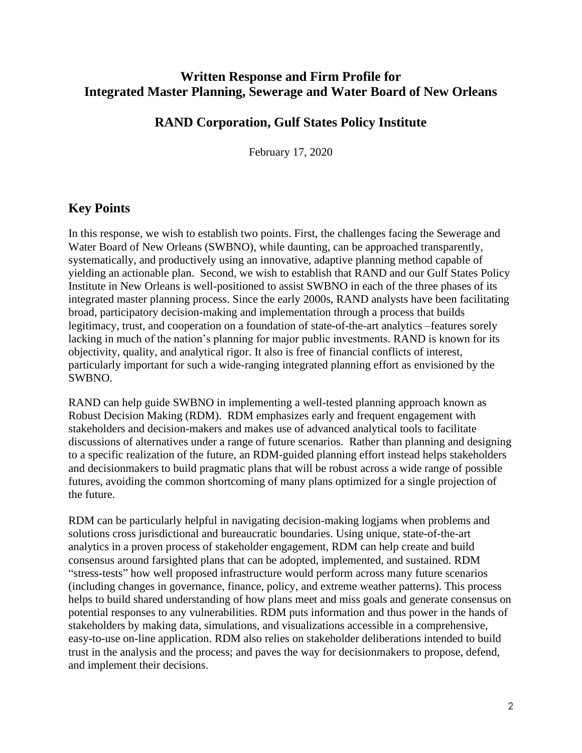## Written Response and Firm Profile for Integrated Master Planning, Sewerage and Water Board of New Orleans

## RAND Corporation, Gulf States Policy Institute

February 17, 2020

# Key Points

In this response, we wish to establish two points. First, the challenges facing the Sewerage and Water Board of New Orleans (SWBNO), while daunting, can be approached transparently, systematically, and productively using an innovative, adaptive planning method capable of yielding an actionable plan. Second, we wish to establish that RAND and our Gulf States Policy Institute in New Orleans is well-positioned to assist SWBNO in each of the three phases of its integrated master planning process. Since the early 2000s, RAND analysts have been facilitating broad, participatory decision-making and implementation through a process that builds legitimacy, trust, and cooperation on a foundation of state-of-the-art analytics –features sorely lacking in much of the nation's planning for major public investments. RAND is known for its objectivity, quality, and analytical rigor. It also is free of financial conflicts of interest, particularly important for such a wide-ranging integrated planning effort as envisioned by the SWBNO.

RAND can help guide SWBNO in implementing a well-tested planning approach known as Robust Decision Making (RDM). RDM emphasizes early and frequent engagement with stakeholders and decision-makers and makes use of advanced analytical tools to facilitate discussions of alternatives under a range of future scenarios. Rather than planning and designing to a specific realization of the future, an RDM-guided planning effort instead helps stakeholders and decisionmakers to build pragmatic plans that will be robust across a wide range of possible futures, avoiding the common shortcoming of many plans optimized for a single projection of the future.

RDM can be particularly helpful in navigating decision-making logjams when problems and solutions cross jurisdictional and bureaucratic boundaries. Using unique, state-of-the-art analytics in a proven process of stakeholder engagement, RDM can help create and build consensus around farsighted plans that can be adopted, implemented, and sustained. RDM "stress-tests" how well proposed infrastructure would perform across many future scenarios (including changes in governance, finance, policy, and extreme weather patterns). This process helps to build shared understanding of how plans meet and miss goals and generate consensus on potential responses to any vulnerabilities. RDM puts information and thus power in the hands of stakeholders by making data, simulations, and visualizations accessible in a comprehensive, easy-to-use on-line application. RDM also relies on stakeholder deliberations intended to build trust in the analysis and the process; and paves the way for decisionmakers to propose, defend, and implement their decisions.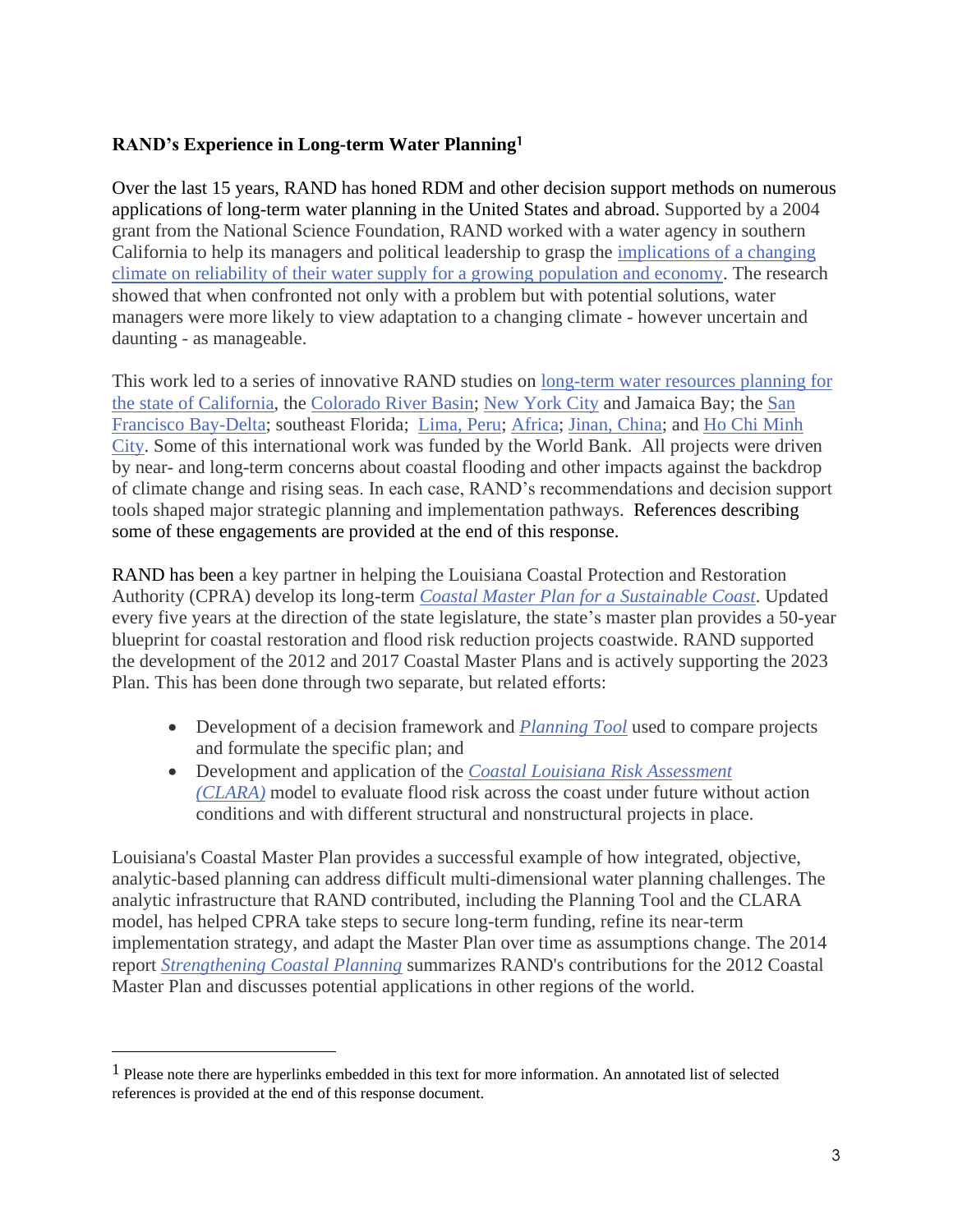**RAND's Experience in Long-term Water Planning**[1]

Over the last 15 years, RAND has honed RDM and other decision support methods on numerous applications of long-term water planning in the United States and abroad. Supported by a 2004 grant from the National Science Foundation, RAND worked with a water agency in southern California to help its managers and political leadership to grasp the implications of a changing climate on reliability of their water supply for a growing population and economy. The research showed that when confronted not only with a problem but with potential solutions, water managers were more likely to view adaptation to a changing climate - however uncertain and daunting - as manageable.

This work led to a series of innovative RAND studies on long-term water resources planning for the state of California, the Colorado River Basin; New York City and Jamaica Bay; the San Francisco Bay-Delta; southeast Florida; Lima, Peru; Africa; Jinan, China; and Ho Chi Minh City. Some of this international work was funded by the World Bank. All projects were driven by near- and long-term concerns about coastal flooding and other impacts against the backdrop of climate change and rising seas. In each case, RAND's recommendations and decision support tools shaped major strategic planning and implementation pathways. References describing some of these engagements are provided at the end of this response.

RAND has been a key partner in helping the Louisiana Coastal Protection and Restoration Authority (CPRA) develop its long-term *Coastal Master Plan for a Sustainable Coast*. Updated every five years at the direction of the state legislature, the state's master plan provides a 50-year blueprint for coastal restoration and flood risk reduction projects coastwide. RAND supported the development of the 2012 and 2017 Coastal Master Plans and is actively supporting the 2023 Plan. This has been done through two separate, but related efforts:

- Development of a decision framework and *Planning Tool* used to compare projects and formulate the specific plan; and
- Development and application of the *Coastal Louisiana Risk Assessment (CLARA)* model to evaluate flood risk across the coast under future without action conditions and with different structural and nonstructural projects in place.

Louisiana's Coastal Master Plan provides a successful example of how integrated, objective, analytic-based planning can address difficult multi-dimensional water planning challenges. The analytic infrastructure that RAND contributed, including the Planning Tool and the CLARA model, has helped CPRA take steps to secure long-term funding, refine its near-term implementation strategy, and adapt the Master Plan over time as assumptions change. The 2014 report *Strengthening Coastal Planning* summarizes RAND's contributions for the 2012 Coastal Master Plan and discusses potential applications in other regions of the world.

---

[1] Please note there are hyperlinks embedded in this text for more information. An annotated list of selected references is provided at the end of this response document.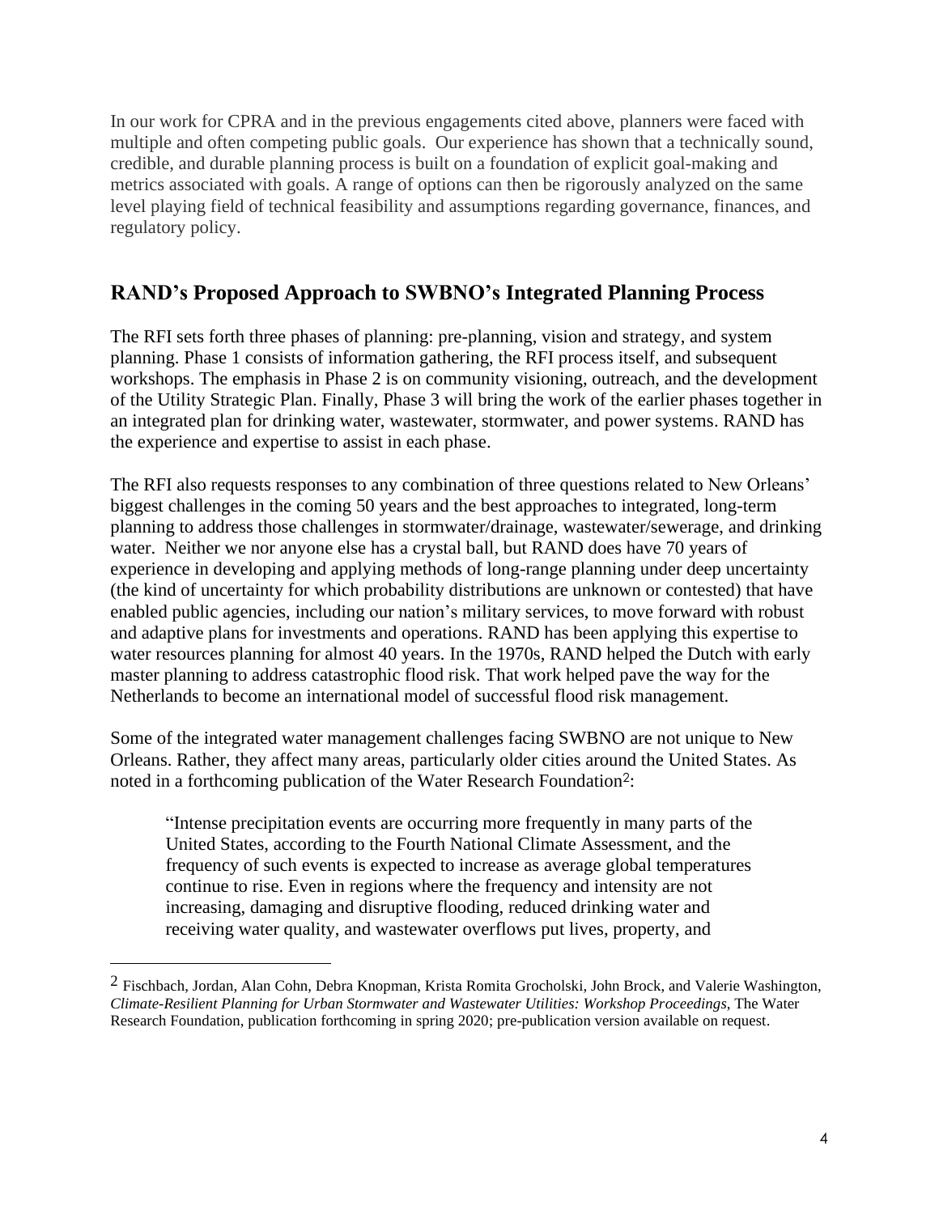In our work for CPRA and in the previous engagements cited above, planners were faced with multiple and often competing public goals. Our experience has shown that a technically sound, credible, and durable planning process is built on a foundation of explicit goal-making and metrics associated with goals. A range of options can then be rigorously analyzed on the same level playing field of technical feasibility and assumptions regarding governance, finances, and regulatory policy.

## RAND's Proposed Approach to SWBNO's Integrated Planning Process

The RFI sets forth three phases of planning: pre-planning, vision and strategy, and system planning. Phase 1 consists of information gathering, the RFI process itself, and subsequent workshops. The emphasis in Phase 2 is on community visioning, outreach, and the development of the Utility Strategic Plan. Finally, Phase 3 will bring the work of the earlier phases together in an integrated plan for drinking water, wastewater, stormwater, and power systems. RAND has the experience and expertise to assist in each phase.

The RFI also requests responses to any combination of three questions related to New Orleans' biggest challenges in the coming 50 years and the best approaches to integrated, long-term planning to address those challenges in stormwater/drainage, wastewater/sewerage, and drinking water. Neither we nor anyone else has a crystal ball, but RAND does have 70 years of experience in developing and applying methods of long-range planning under deep uncertainty (the kind of uncertainty for which probability distributions are unknown or contested) that have enabled public agencies, including our nation's military services, to move forward with robust and adaptive plans for investments and operations. RAND has been applying this expertise to water resources planning for almost 40 years. In the 1970s, RAND helped the Dutch with early master planning to address catastrophic flood risk. That work helped pave the way for the Netherlands to become an international model of successful flood risk management.

Some of the integrated water management challenges facing SWBNO are not unique to New Orleans. Rather, they affect many areas, particularly older cities around the United States. As noted in a forthcoming publication of the Water Research Foundation[2]:

> "Intense precipitation events are occurring more frequently in many parts of the United States, according to the Fourth National Climate Assessment, and the frequency of such events is expected to increase as average global temperatures continue to rise. Even in regions where the frequency and intensity are not increasing, damaging and disruptive flooding, reduced drinking water and receiving water quality, and wastewater overflows put lives, property, and

---

[2] Fischbach, Jordan, Alan Cohn, Debra Knopman, Krista Romita Grocholski, John Brock, and Valerie Washington, *Climate-Resilient Planning for Urban Stormwater and Wastewater Utilities: Workshop Proceedings*, The Water Research Foundation, publication forthcoming in spring 2020; pre-publication version available on request.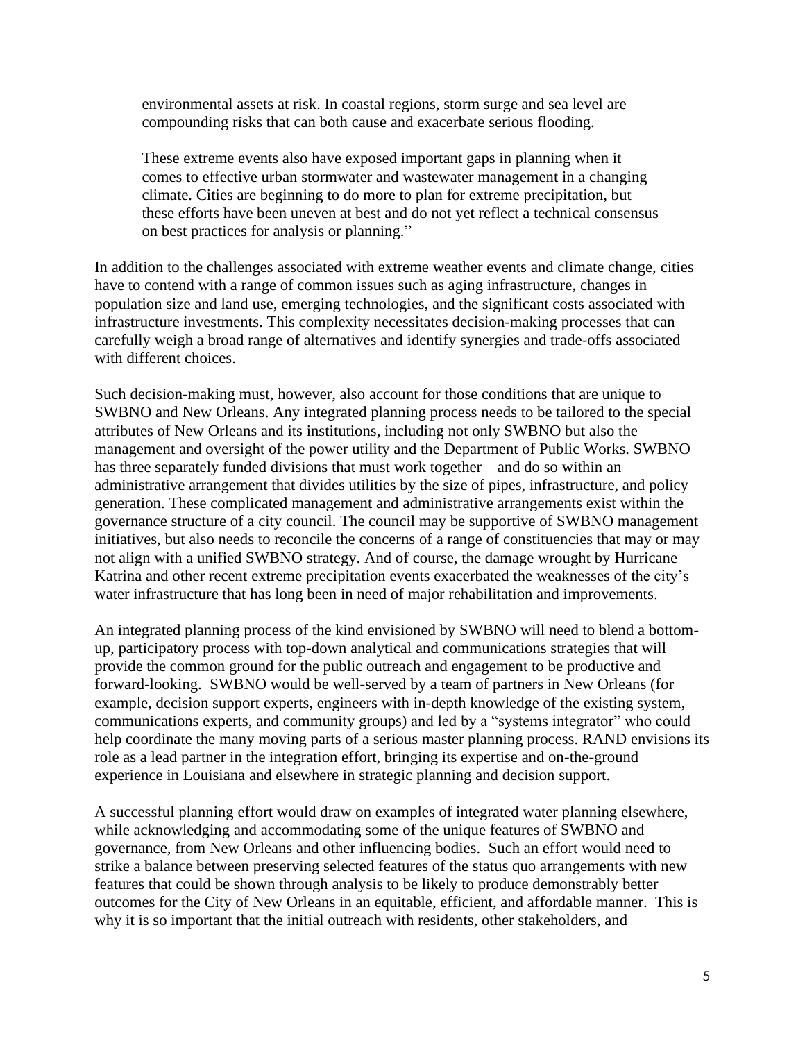> environmental assets at risk. In coastal regions, storm surge and sea level are compounding risks that can both cause and exacerbate serious flooding.
>
> These extreme events also have exposed important gaps in planning when it comes to effective urban stormwater and wastewater management in a changing climate. Cities are beginning to do more to plan for extreme precipitation, but these efforts have been uneven at best and do not yet reflect a technical consensus on best practices for analysis or planning."

In addition to the challenges associated with extreme weather events and climate change, cities have to contend with a range of common issues such as aging infrastructure, changes in population size and land use, emerging technologies, and the significant costs associated with infrastructure investments. This complexity necessitates decision-making processes that can carefully weigh a broad range of alternatives and identify synergies and trade-offs associated with different choices.

Such decision-making must, however, also account for those conditions that are unique to SWBNO and New Orleans. Any integrated planning process needs to be tailored to the special attributes of New Orleans and its institutions, including not only SWBNO but also the management and oversight of the power utility and the Department of Public Works. SWBNO has three separately funded divisions that must work together – and do so within an administrative arrangement that divides utilities by the size of pipes, infrastructure, and policy generation. These complicated management and administrative arrangements exist within the governance structure of a city council. The council may be supportive of SWBNO management initiatives, but also needs to reconcile the concerns of a range of constituencies that may or may not align with a unified SWBNO strategy. And of course, the damage wrought by Hurricane Katrina and other recent extreme precipitation events exacerbated the weaknesses of the city's water infrastructure that has long been in need of major rehabilitation and improvements.

An integrated planning process of the kind envisioned by SWBNO will need to blend a bottom-up, participatory process with top-down analytical and communications strategies that will provide the common ground for the public outreach and engagement to be productive and forward-looking. SWBNO would be well-served by a team of partners in New Orleans (for example, decision support experts, engineers with in-depth knowledge of the existing system, communications experts, and community groups) and led by a "systems integrator" who could help coordinate the many moving parts of a serious master planning process. RAND envisions its role as a lead partner in the integration effort, bringing its expertise and on-the-ground experience in Louisiana and elsewhere in strategic planning and decision support.

A successful planning effort would draw on examples of integrated water planning elsewhere, while acknowledging and accommodating some of the unique features of SWBNO and governance, from New Orleans and other influencing bodies. Such an effort would need to strike a balance between preserving selected features of the status quo arrangements with new features that could be shown through analysis to be likely to produce demonstrably better outcomes for the City of New Orleans in an equitable, efficient, and affordable manner. This is why it is so important that the initial outreach with residents, other stakeholders, and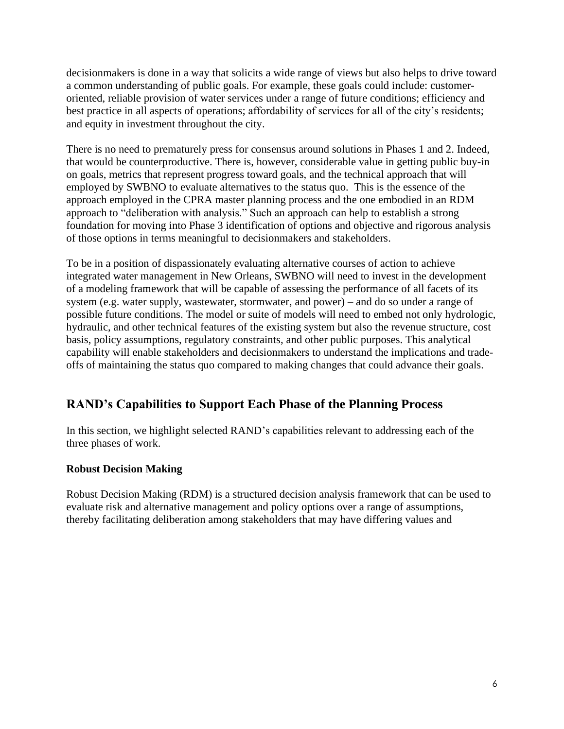decisionmakers is done in a way that solicits a wide range of views but also helps to drive toward a common understanding of public goals. For example, these goals could include: customer-oriented, reliable provision of water services under a range of future conditions; efficiency and best practice in all aspects of operations; affordability of services for all of the city's residents; and equity in investment throughout the city.

There is no need to prematurely press for consensus around solutions in Phases 1 and 2. Indeed, that would be counterproductive. There is, however, considerable value in getting public buy-in on goals, metrics that represent progress toward goals, and the technical approach that will employed by SWBNO to evaluate alternatives to the status quo. This is the essence of the approach employed in the CPRA master planning process and the one embodied in an RDM approach to "deliberation with analysis." Such an approach can help to establish a strong foundation for moving into Phase 3 identification of options and objective and rigorous analysis of those options in terms meaningful to decisionmakers and stakeholders.

To be in a position of dispassionately evaluating alternative courses of action to achieve integrated water management in New Orleans, SWBNO will need to invest in the development of a modeling framework that will be capable of assessing the performance of all facets of its system (e.g. water supply, wastewater, stormwater, and power) – and do so under a range of possible future conditions. The model or suite of models will need to embed not only hydrologic, hydraulic, and other technical features of the existing system but also the revenue structure, cost basis, policy assumptions, regulatory constraints, and other public purposes. This analytical capability will enable stakeholders and decisionmakers to understand the implications and trade-offs of maintaining the status quo compared to making changes that could advance their goals.

## RAND's Capabilities to Support Each Phase of the Planning Process

In this section, we highlight selected RAND's capabilities relevant to addressing each of the three phases of work.

**Robust Decision Making**

Robust Decision Making (RDM) is a structured decision analysis framework that can be used to evaluate risk and alternative management and policy options over a range of assumptions, thereby facilitating deliberation among stakeholders that may have differing values and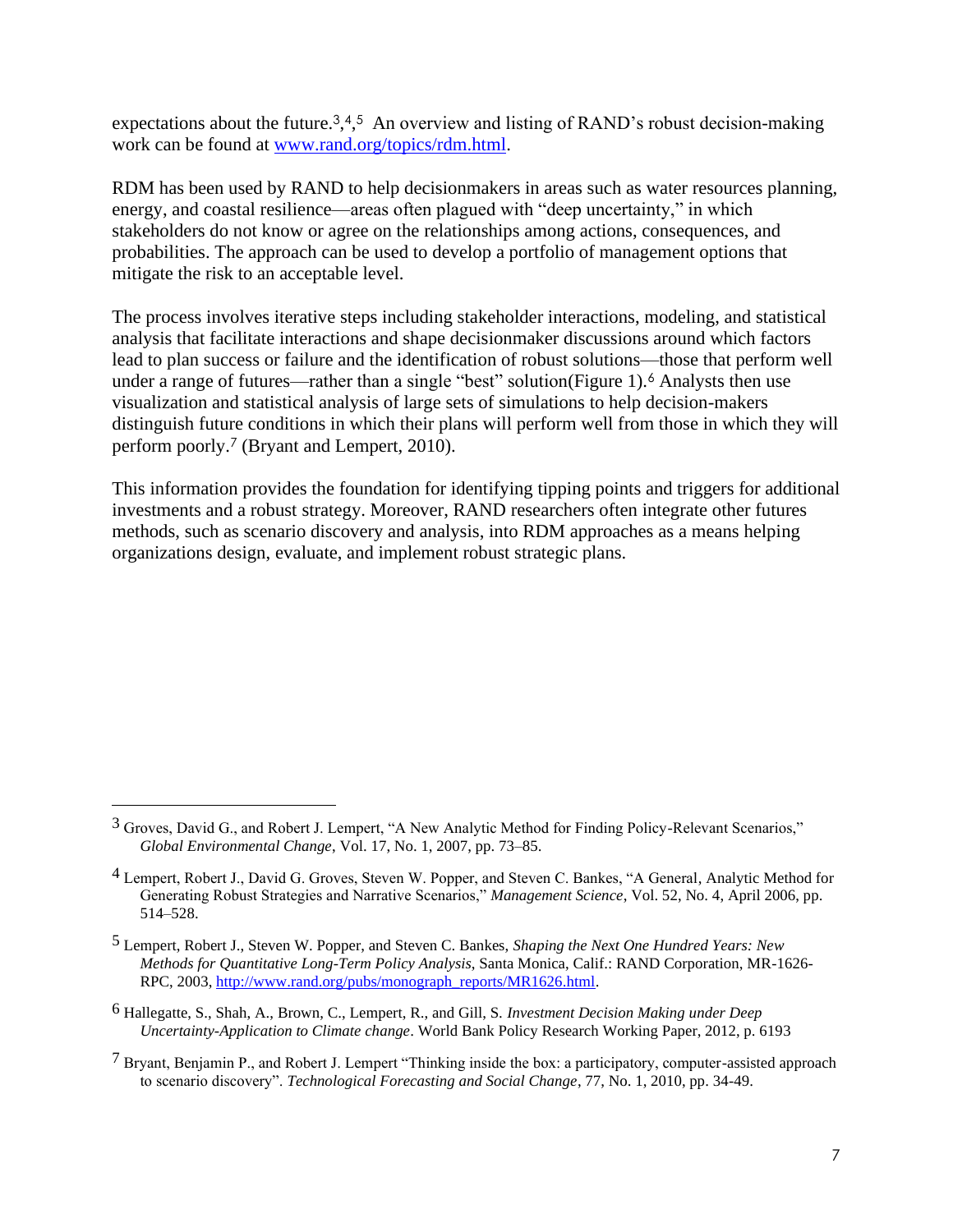expectations about the future.[3],[4],[5] An overview and listing of RAND's robust decision-making work can be found at [www.rand.org/topics/rdm.html](www.rand.org/topics/rdm.html).

RDM has been used by RAND to help decisionmakers in areas such as water resources planning, energy, and coastal resilience—areas often plagued with "deep uncertainty," in which stakeholders do not know or agree on the relationships among actions, consequences, and probabilities. The approach can be used to develop a portfolio of management options that mitigate the risk to an acceptable level.

The process involves iterative steps including stakeholder interactions, modeling, and statistical analysis that facilitate interactions and shape decisionmaker discussions around which factors lead to plan success or failure and the identification of robust solutions—those that perform well under a range of futures—rather than a single "best" solution(Figure 1).[6] Analysts then use visualization and statistical analysis of large sets of simulations to help decision-makers distinguish future conditions in which their plans will perform well from those in which they will perform poorly.[7] (Bryant and Lempert, 2010).

This information provides the foundation for identifying tipping points and triggers for additional investments and a robust strategy. Moreover, RAND researchers often integrate other futures methods, such as scenario discovery and analysis, into RDM approaches as a means helping organizations design, evaluate, and implement robust strategic plans.

---

[3] Groves, David G., and Robert J. Lempert, "A New Analytic Method for Finding Policy-Relevant Scenarios," *Global Environmental Change*, Vol. 17, No. 1, 2007, pp. 73–85.

[4] Lempert, Robert J., David G. Groves, Steven W. Popper, and Steven C. Bankes, "A General, Analytic Method for Generating Robust Strategies and Narrative Scenarios," *Management Science*, Vol. 52, No. 4, April 2006, pp. 514–528.

[5] Lempert, Robert J., Steven W. Popper, and Steven C. Bankes, *Shaping the Next One Hundred Years: New Methods for Quantitative Long-Term Policy Analysis*, Santa Monica, Calif.: RAND Corporation, MR-1626-RPC, 2003, [http://www.rand.org/pubs/monograph_reports/MR1626.html](http://www.rand.org/pubs/monograph_reports/MR1626.html).

[6] Hallegatte, S., Shah, A., Brown, C., Lempert, R., and Gill, S. *Investment Decision Making under Deep Uncertainty-Application to Climate change*. World Bank Policy Research Working Paper, 2012, p. 6193

[7] Bryant, Benjamin P., and Robert J. Lempert "Thinking inside the box: a participatory, computer-assisted approach to scenario discovery". *Technological Forecasting and Social Change*, 77, No. 1, 2010, pp. 34-49.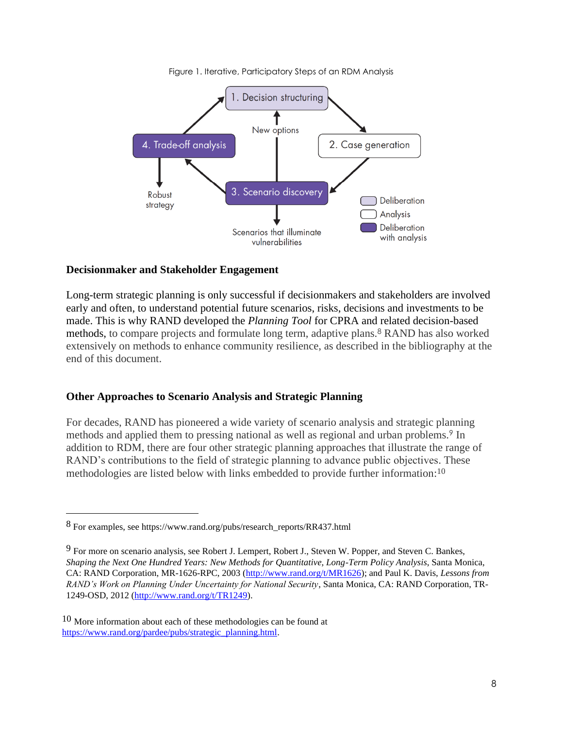Figure 1. Iterative, Participatory Steps of an RDM Analysis

### Decisionmaker and Stakeholder Engagement

Long-term strategic planning is only successful if decisionmakers and stakeholders are involved early and often, to understand potential future scenarios, risks, decisions and investments to be made. This is why RAND developed the *Planning Tool* for CPRA and related decision-based methods, to compare projects and formulate long term, adaptive plans.[8] RAND has also worked extensively on methods to enhance community resilience, as described in the bibliography at the end of this document.

### Other Approaches to Scenario Analysis and Strategic Planning

For decades, RAND has pioneered a wide variety of scenario analysis and strategic planning methods and applied them to pressing national as well as regional and urban problems.[9] In addition to RDM, there are four other strategic planning approaches that illustrate the range of RAND's contributions to the field of strategic planning to advance public objectives. These methodologies are listed below with links embedded to provide further information:[10]

---

[8] For examples, see https://www.rand.org/pubs/research_reports/RR437.html

[9] For more on scenario analysis, see Robert J. Lempert, Robert J., Steven W. Popper, and Steven C. Bankes, *Shaping the Next One Hundred Years: New Methods for Quantitative, Long-Term Policy Analysis*, Santa Monica, CA: RAND Corporation, MR-1626-RPC, 2003 (http://www.rand.org/t/MR1626); and Paul K. Davis, *Lessons from RAND's Work on Planning Under Uncertainty for National Security*, Santa Monica, CA: RAND Corporation, TR-1249-OSD, 2012 (http://www.rand.org/t/TR1249).

[10] More information about each of these methodologies can be found at https://www.rand.org/pardee/pubs/strategic_planning.html.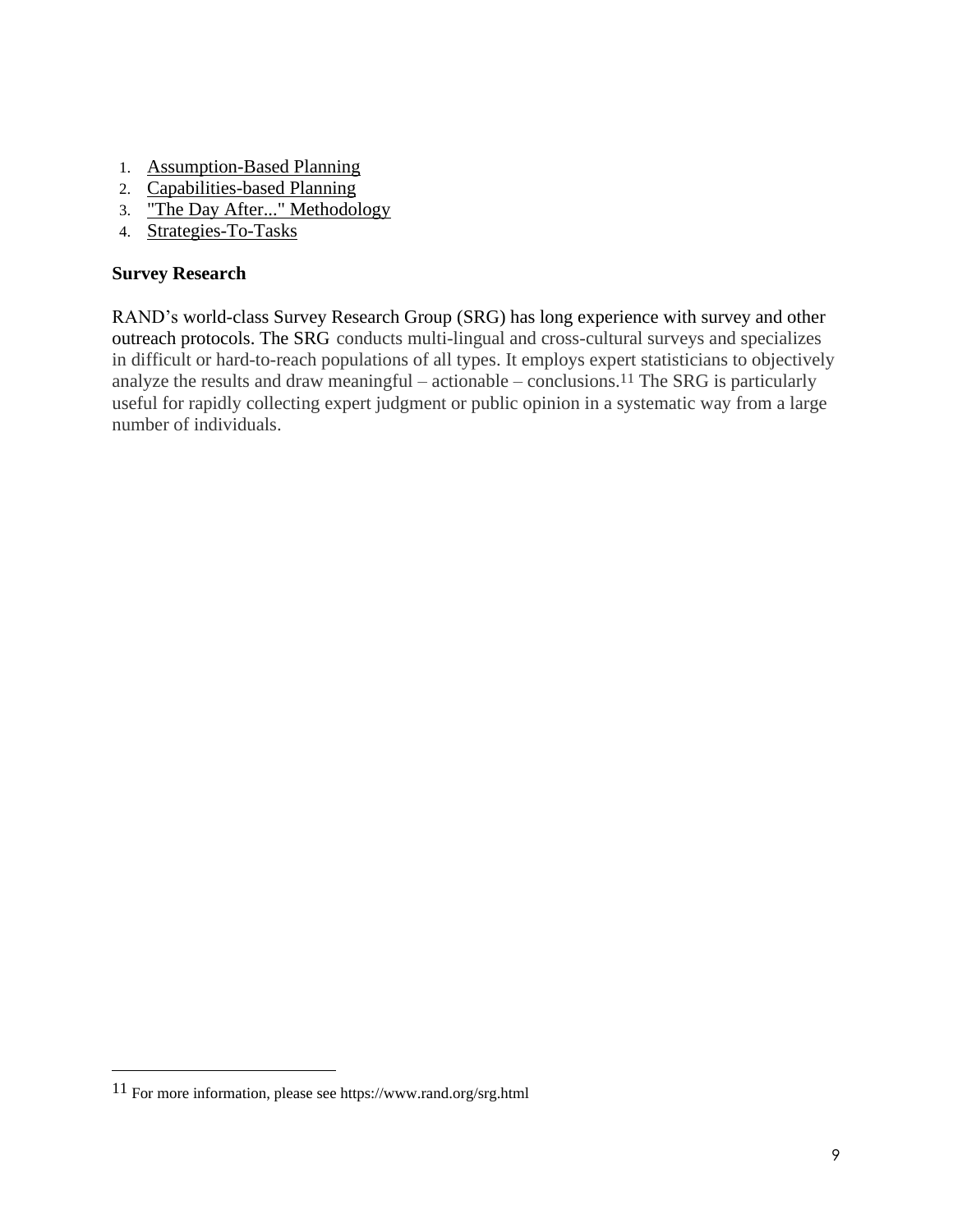1. Assumption-Based Planning
2. Capabilities-based Planning
3. "The Day After..." Methodology
4. Strategies-To-Tasks

**Survey Research**

RAND's world-class Survey Research Group (SRG) has long experience with survey and other outreach protocols. The SRG conducts multi-lingual and cross-cultural surveys and specializes in difficult or hard-to-reach populations of all types. It employs expert statisticians to objectively analyze the results and draw meaningful – actionable – conclusions.[11] The SRG is particularly useful for rapidly collecting expert judgment or public opinion in a systematic way from a large number of individuals.

---

[11] For more information, please see https://www.rand.org/srg.html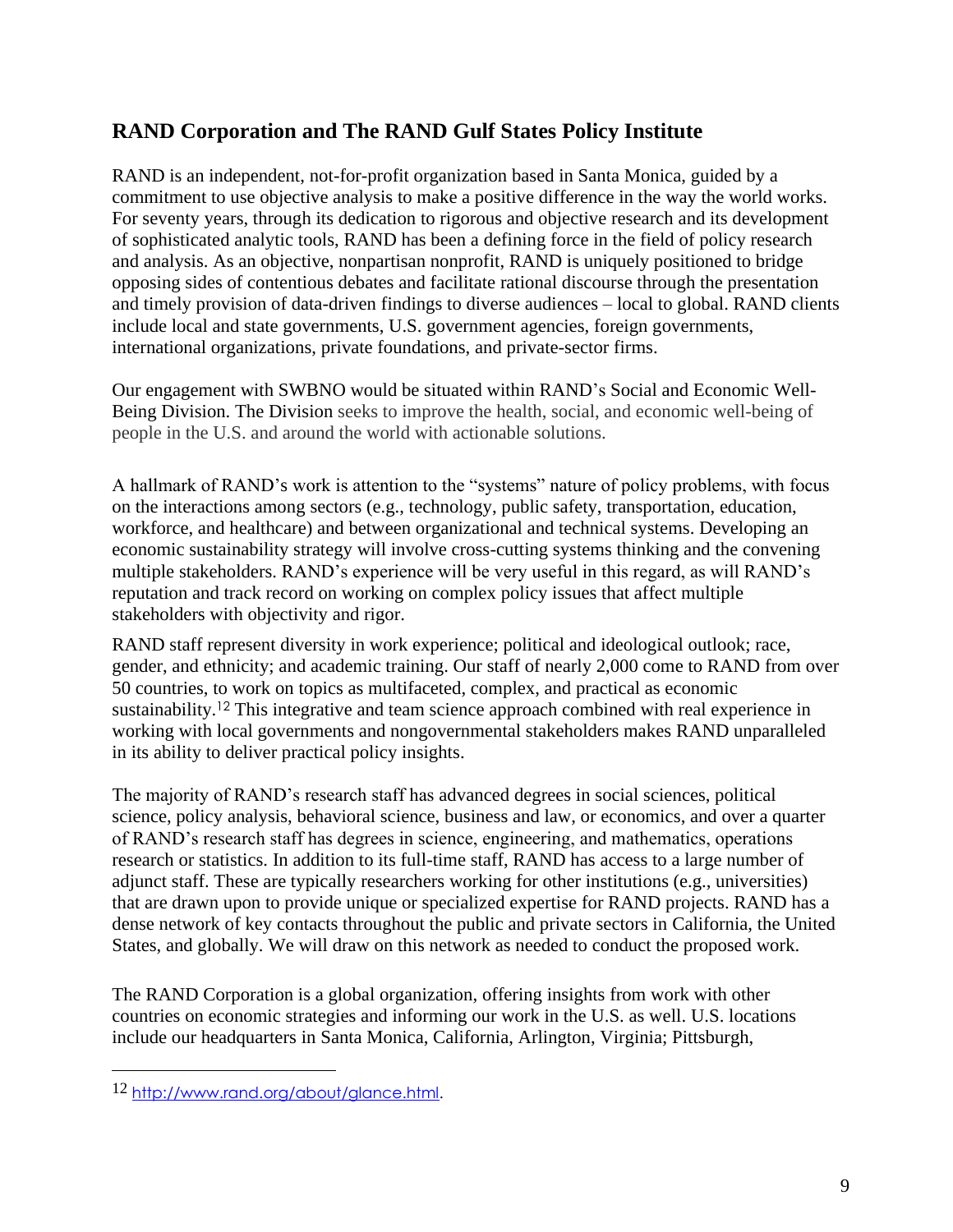## RAND Corporation and The RAND Gulf States Policy Institute

RAND is an independent, not-for-profit organization based in Santa Monica, guided by a commitment to use objective analysis to make a positive difference in the way the world works. For seventy years, through its dedication to rigorous and objective research and its development of sophisticated analytic tools, RAND has been a defining force in the field of policy research and analysis. As an objective, nonpartisan nonprofit, RAND is uniquely positioned to bridge opposing sides of contentious debates and facilitate rational discourse through the presentation and timely provision of data-driven findings to diverse audiences – local to global. RAND clients include local and state governments, U.S. government agencies, foreign governments, international organizations, private foundations, and private-sector firms.

Our engagement with SWBNO would be situated within RAND's Social and Economic Well-Being Division. The Division seeks to improve the health, social, and economic well-being of people in the U.S. and around the world with actionable solutions.

A hallmark of RAND's work is attention to the "systems" nature of policy problems, with focus on the interactions among sectors (e.g., technology, public safety, transportation, education, workforce, and healthcare) and between organizational and technical systems. Developing an economic sustainability strategy will involve cross-cutting systems thinking and the convening multiple stakeholders. RAND's experience will be very useful in this regard, as will RAND's reputation and track record on working on complex policy issues that affect multiple stakeholders with objectivity and rigor.

RAND staff represent diversity in work experience; political and ideological outlook; race, gender, and ethnicity; and academic training. Our staff of nearly 2,000 come to RAND from over 50 countries, to work on topics as multifaceted, complex, and practical as economic sustainability.[12] This integrative and team science approach combined with real experience in working with local governments and nongovernmental stakeholders makes RAND unparalleled in its ability to deliver practical policy insights.

The majority of RAND's research staff has advanced degrees in social sciences, political science, policy analysis, behavioral science, business and law, or economics, and over a quarter of RAND's research staff has degrees in science, engineering, and mathematics, operations research or statistics. In addition to its full-time staff, RAND has access to a large number of adjunct staff. These are typically researchers working for other institutions (e.g., universities) that are drawn upon to provide unique or specialized expertise for RAND projects. RAND has a dense network of key contacts throughout the public and private sectors in California, the United States, and globally. We will draw on this network as needed to conduct the proposed work.

The RAND Corporation is a global organization, offering insights from work with other countries on economic strategies and informing our work in the U.S. as well. U.S. locations include our headquarters in Santa Monica, California, Arlington, Virginia; Pittsburgh,

---

[12] http://www.rand.org/about/glance.html.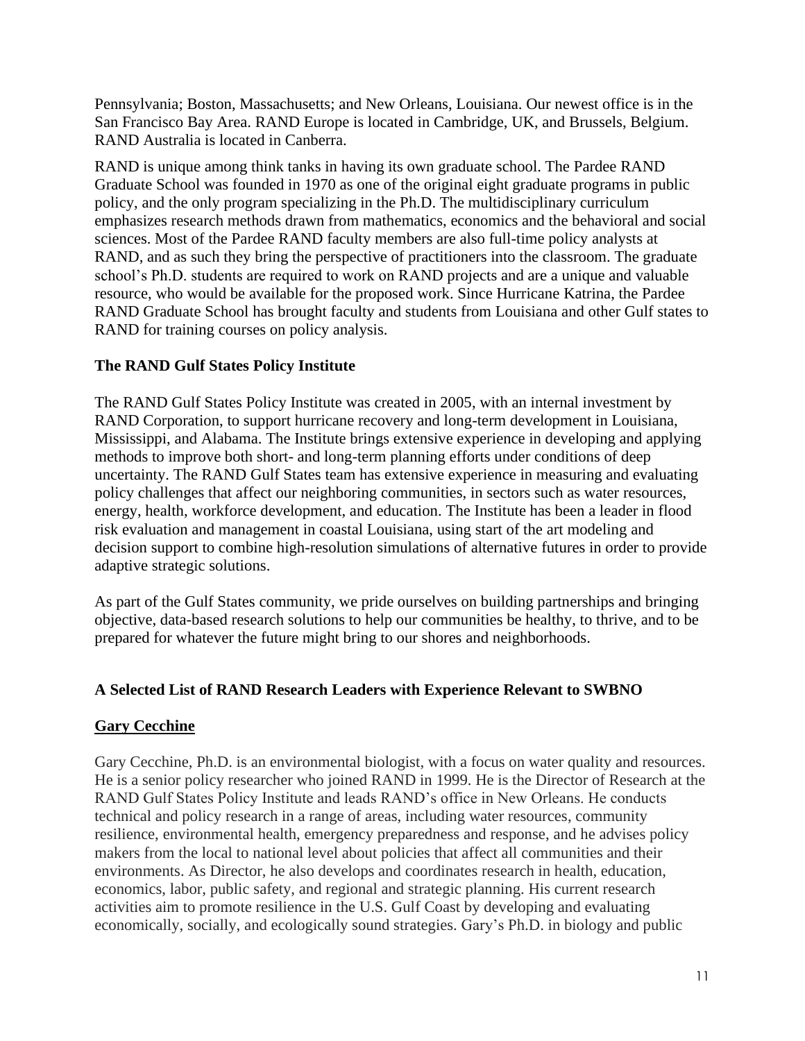Pennsylvania; Boston, Massachusetts; and New Orleans, Louisiana. Our newest office is in the San Francisco Bay Area. RAND Europe is located in Cambridge, UK, and Brussels, Belgium. RAND Australia is located in Canberra.

RAND is unique among think tanks in having its own graduate school. The Pardee RAND Graduate School was founded in 1970 as one of the original eight graduate programs in public policy, and the only program specializing in the Ph.D. The multidisciplinary curriculum emphasizes research methods drawn from mathematics, economics and the behavioral and social sciences. Most of the Pardee RAND faculty members are also full-time policy analysts at RAND, and as such they bring the perspective of practitioners into the classroom. The graduate school's Ph.D. students are required to work on RAND projects and are a unique and valuable resource, who would be available for the proposed work. Since Hurricane Katrina, the Pardee RAND Graduate School has brought faculty and students from Louisiana and other Gulf states to RAND for training courses on policy analysis.

**The RAND Gulf States Policy Institute**

The RAND Gulf States Policy Institute was created in 2005, with an internal investment by RAND Corporation, to support hurricane recovery and long-term development in Louisiana, Mississippi, and Alabama. The Institute brings extensive experience in developing and applying methods to improve both short- and long-term planning efforts under conditions of deep uncertainty. The RAND Gulf States team has extensive experience in measuring and evaluating policy challenges that affect our neighboring communities, in sectors such as water resources, energy, health, workforce development, and education. The Institute has been a leader in flood risk evaluation and management in coastal Louisiana, using start of the art modeling and decision support to combine high-resolution simulations of alternative futures in order to provide adaptive strategic solutions.

As part of the Gulf States community, we pride ourselves on building partnerships and bringing objective, data-based research solutions to help our communities be healthy, to thrive, and to be prepared for whatever the future might bring to our shores and neighborhoods.

**A Selected List of RAND Research Leaders with Experience Relevant to SWBNO**

**<u>Gary Cecchine</u>**

Gary Cecchine, Ph.D. is an environmental biologist, with a focus on water quality and resources. He is a senior policy researcher who joined RAND in 1999. He is the Director of Research at the RAND Gulf States Policy Institute and leads RAND's office in New Orleans. He conducts technical and policy research in a range of areas, including water resources, community resilience, environmental health, emergency preparedness and response, and he advises policy makers from the local to national level about policies that affect all communities and their environments. As Director, he also develops and coordinates research in health, education, economics, labor, public safety, and regional and strategic planning. His current research activities aim to promote resilience in the U.S. Gulf Coast by developing and evaluating economically, socially, and ecologically sound strategies. Gary's Ph.D. in biology and public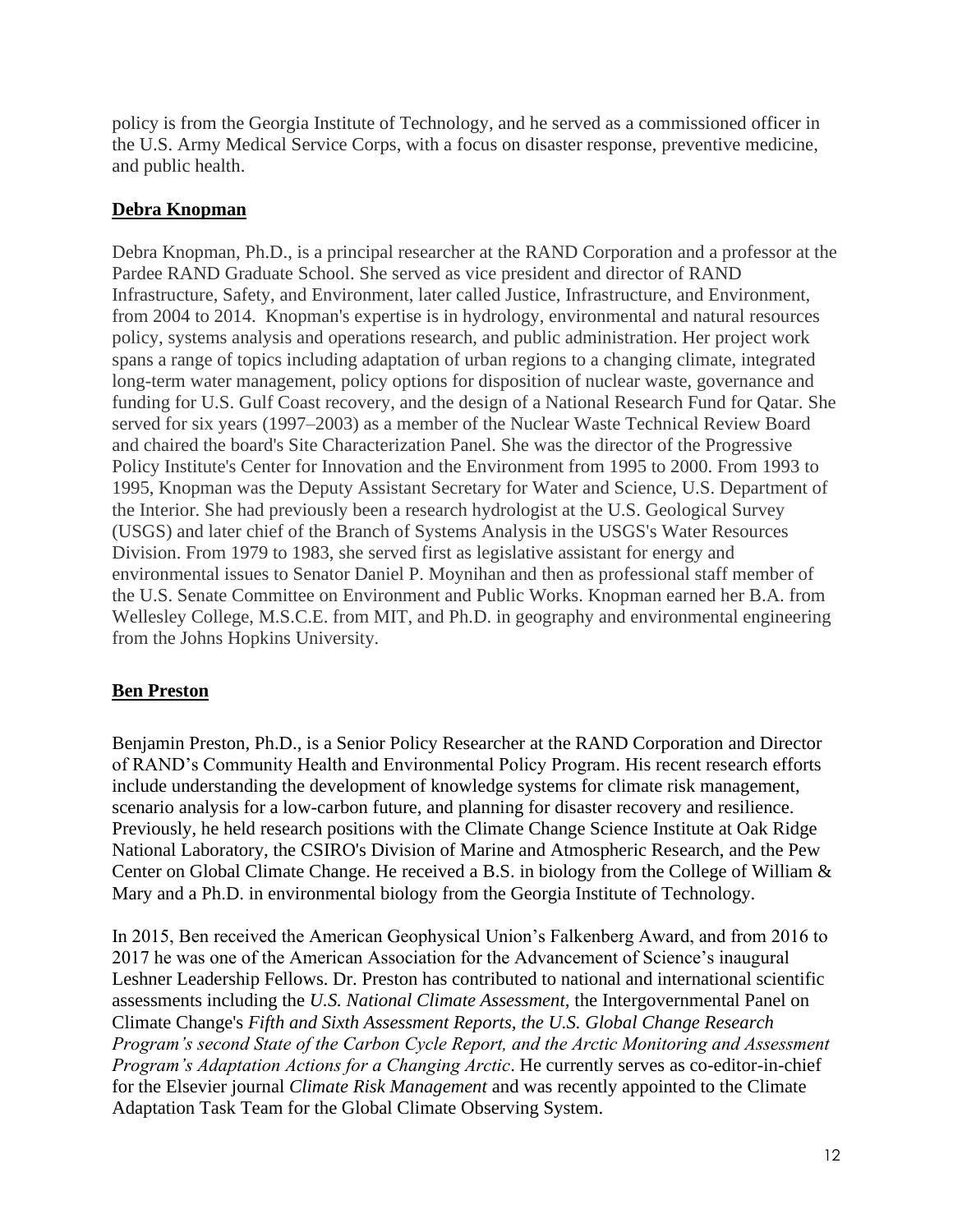policy is from the Georgia Institute of Technology, and he served as a commissioned officer in the U.S. Army Medical Service Corps, with a focus on disaster response, preventive medicine, and public health.

## Debra Knopman

Debra Knopman, Ph.D., is a principal researcher at the RAND Corporation and a professor at the Pardee RAND Graduate School. She served as vice president and director of RAND Infrastructure, Safety, and Environment, later called Justice, Infrastructure, and Environment, from 2004 to 2014. Knopman's expertise is in hydrology, environmental and natural resources policy, systems analysis and operations research, and public administration. Her project work spans a range of topics including adaptation of urban regions to a changing climate, integrated long-term water management, policy options for disposition of nuclear waste, governance and funding for U.S. Gulf Coast recovery, and the design of a National Research Fund for Qatar. She served for six years (1997–2003) as a member of the Nuclear Waste Technical Review Board and chaired the board's Site Characterization Panel. She was the director of the Progressive Policy Institute's Center for Innovation and the Environment from 1995 to 2000. From 1993 to 1995, Knopman was the Deputy Assistant Secretary for Water and Science, U.S. Department of the Interior. She had previously been a research hydrologist at the U.S. Geological Survey (USGS) and later chief of the Branch of Systems Analysis in the USGS's Water Resources Division. From 1979 to 1983, she served first as legislative assistant for energy and environmental issues to Senator Daniel P. Moynihan and then as professional staff member of the U.S. Senate Committee on Environment and Public Works. Knopman earned her B.A. from Wellesley College, M.S.C.E. from MIT, and Ph.D. in geography and environmental engineering from the Johns Hopkins University.

## Ben Preston

Benjamin Preston, Ph.D., is a Senior Policy Researcher at the RAND Corporation and Director of RAND's Community Health and Environmental Policy Program. His recent research efforts include understanding the development of knowledge systems for climate risk management, scenario analysis for a low-carbon future, and planning for disaster recovery and resilience. Previously, he held research positions with the Climate Change Science Institute at Oak Ridge National Laboratory, the CSIRO's Division of Marine and Atmospheric Research, and the Pew Center on Global Climate Change. He received a B.S. in biology from the College of William & Mary and a Ph.D. in environmental biology from the Georgia Institute of Technology.

In 2015, Ben received the American Geophysical Union's Falkenberg Award, and from 2016 to 2017 he was one of the American Association for the Advancement of Science's inaugural Leshner Leadership Fellows. Dr. Preston has contributed to national and international scientific assessments including the *U.S. National Climate Assessment*, the Intergovernmental Panel on Climate Change's *Fifth and Sixth Assessment Reports, the U.S. Global Change Research Program's second State of the Carbon Cycle Report, and the Arctic Monitoring and Assessment Program's Adaptation Actions for a Changing Arctic*. He currently serves as co-editor-in-chief for the Elsevier journal *Climate Risk Management* and was recently appointed to the Climate Adaptation Task Team for the Global Climate Observing System.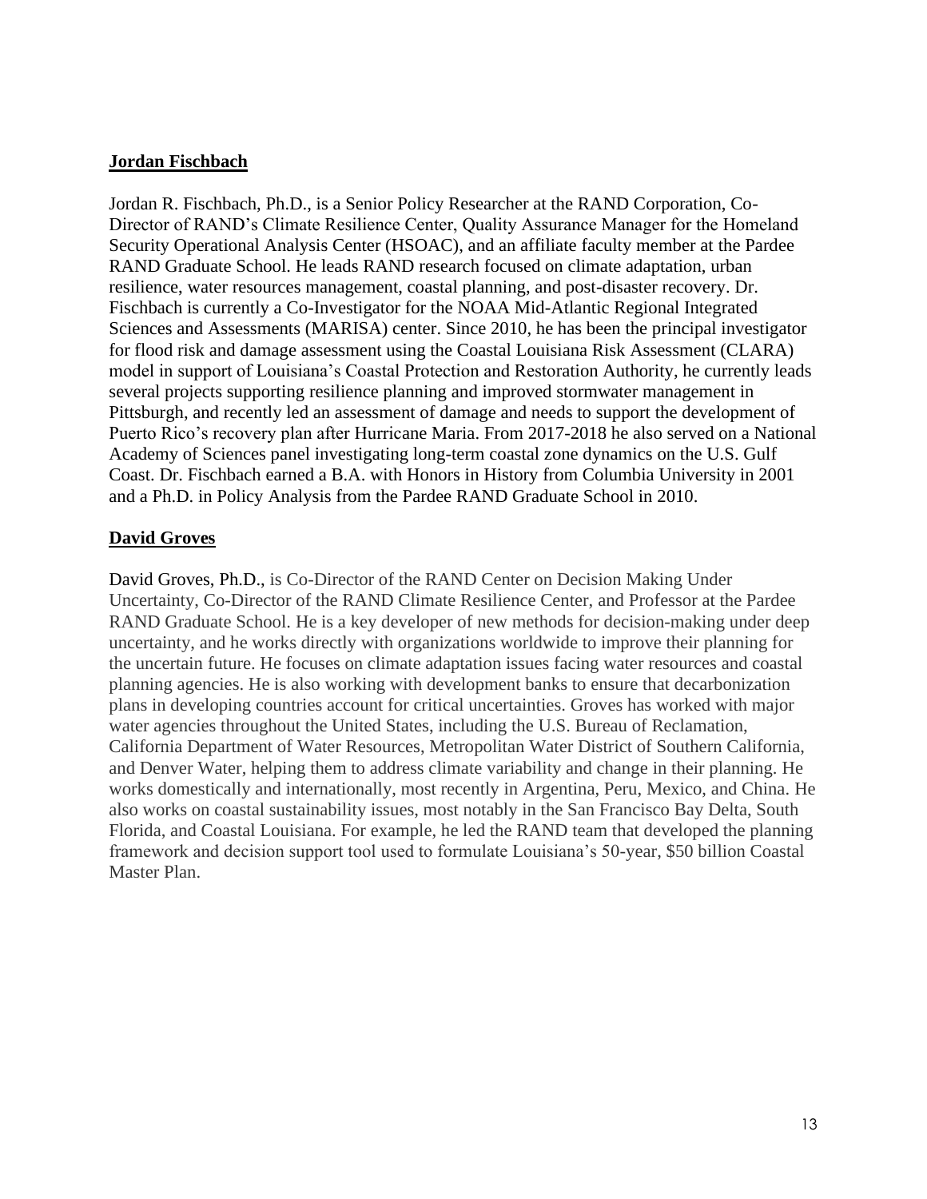**Jordan Fischbach**

Jordan R. Fischbach, Ph.D., is a Senior Policy Researcher at the RAND Corporation, Co-Director of RAND's Climate Resilience Center, Quality Assurance Manager for the Homeland Security Operational Analysis Center (HSOAC), and an affiliate faculty member at the Pardee RAND Graduate School. He leads RAND research focused on climate adaptation, urban resilience, water resources management, coastal planning, and post-disaster recovery. Dr. Fischbach is currently a Co-Investigator for the NOAA Mid-Atlantic Regional Integrated Sciences and Assessments (MARISA) center. Since 2010, he has been the principal investigator for flood risk and damage assessment using the Coastal Louisiana Risk Assessment (CLARA) model in support of Louisiana's Coastal Protection and Restoration Authority, he currently leads several projects supporting resilience planning and improved stormwater management in Pittsburgh, and recently led an assessment of damage and needs to support the development of Puerto Rico's recovery plan after Hurricane Maria. From 2017-2018 he also served on a National Academy of Sciences panel investigating long-term coastal zone dynamics on the U.S. Gulf Coast. Dr. Fischbach earned a B.A. with Honors in History from Columbia University in 2001 and a Ph.D. in Policy Analysis from the Pardee RAND Graduate School in 2010.

**David Groves**

David Groves, Ph.D., is Co-Director of the RAND Center on Decision Making Under Uncertainty, Co-Director of the RAND Climate Resilience Center, and Professor at the Pardee RAND Graduate School. He is a key developer of new methods for decision-making under deep uncertainty, and he works directly with organizations worldwide to improve their planning for the uncertain future. He focuses on climate adaptation issues facing water resources and coastal planning agencies. He is also working with development banks to ensure that decarbonization plans in developing countries account for critical uncertainties. Groves has worked with major water agencies throughout the United States, including the U.S. Bureau of Reclamation, California Department of Water Resources, Metropolitan Water District of Southern California, and Denver Water, helping them to address climate variability and change in their planning. He works domestically and internationally, most recently in Argentina, Peru, Mexico, and China. He also works on coastal sustainability issues, most notably in the San Francisco Bay Delta, South Florida, and Coastal Louisiana. For example, he led the RAND team that developed the planning framework and decision support tool used to formulate Louisiana's 50-year, $50 billion Coastal Master Plan.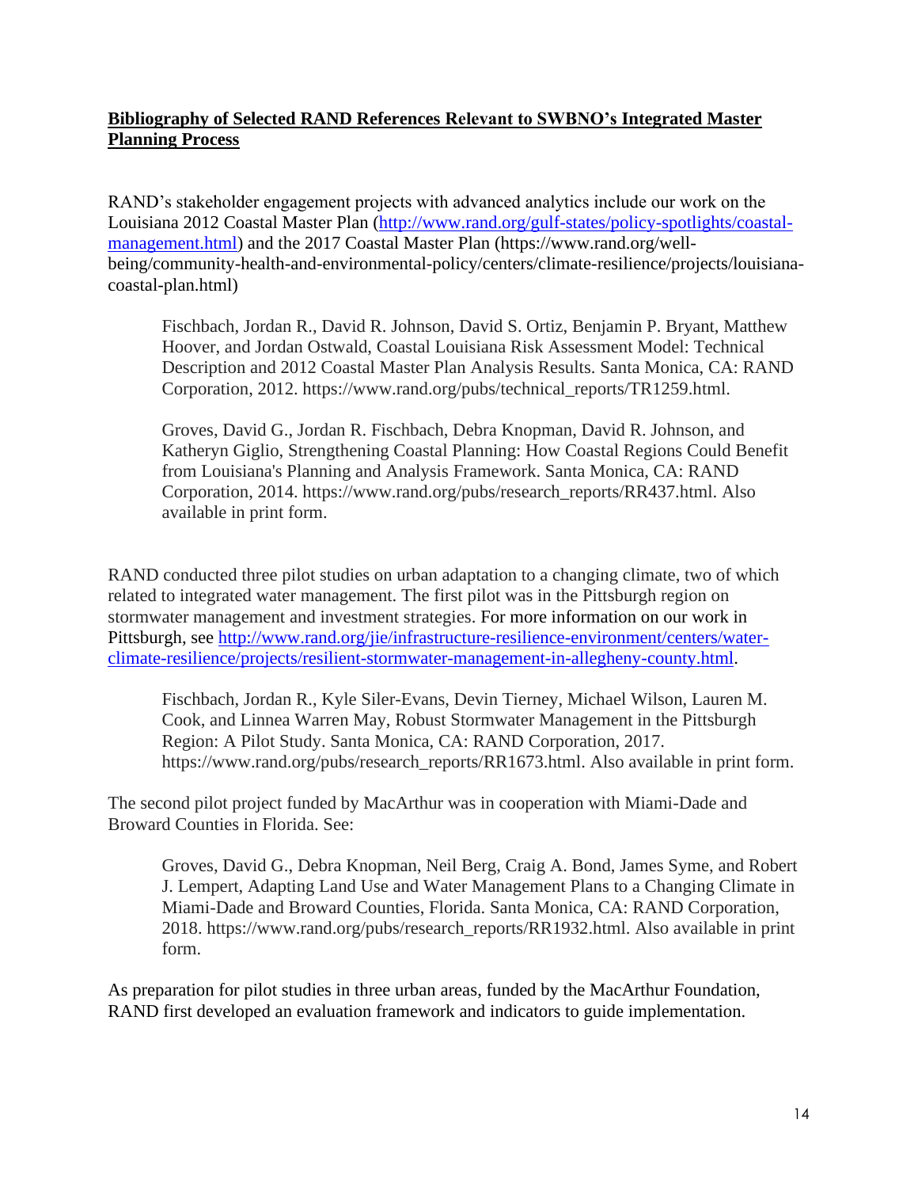**Bibliography of Selected RAND References Relevant to SWBNO's Integrated Master Planning Process**

RAND's stakeholder engagement projects with advanced analytics include our work on the Louisiana 2012 Coastal Master Plan (http://www.rand.org/gulf-states/policy-spotlights/coastal-management.html) and the 2017 Coastal Master Plan (https://www.rand.org/well-being/community-health-and-environmental-policy/centers/climate-resilience/projects/louisiana-coastal-plan.html)

> Fischbach, Jordan R., David R. Johnson, David S. Ortiz, Benjamin P. Bryant, Matthew Hoover, and Jordan Ostwald, Coastal Louisiana Risk Assessment Model: Technical Description and 2012 Coastal Master Plan Analysis Results. Santa Monica, CA: RAND Corporation, 2012. https://www.rand.org/pubs/technical_reports/TR1259.html.

> Groves, David G., Jordan R. Fischbach, Debra Knopman, David R. Johnson, and Katheryn Giglio, Strengthening Coastal Planning: How Coastal Regions Could Benefit from Louisiana's Planning and Analysis Framework. Santa Monica, CA: RAND Corporation, 2014. https://www.rand.org/pubs/research_reports/RR437.html. Also available in print form.

RAND conducted three pilot studies on urban adaptation to a changing climate, two of which related to integrated water management. The first pilot was in the Pittsburgh region on stormwater management and investment strategies. For more information on our work in Pittsburgh, see http://www.rand.org/jie/infrastructure-resilience-environment/centers/water-climate-resilience/projects/resilient-stormwater-management-in-allegheny-county.html.

> Fischbach, Jordan R., Kyle Siler-Evans, Devin Tierney, Michael Wilson, Lauren M. Cook, and Linnea Warren May, Robust Stormwater Management in the Pittsburgh Region: A Pilot Study. Santa Monica, CA: RAND Corporation, 2017. https://www.rand.org/pubs/research_reports/RR1673.html. Also available in print form.

The second pilot project funded by MacArthur was in cooperation with Miami-Dade and Broward Counties in Florida. See:

> Groves, David G., Debra Knopman, Neil Berg, Craig A. Bond, James Syme, and Robert J. Lempert, Adapting Land Use and Water Management Plans to a Changing Climate in Miami-Dade and Broward Counties, Florida. Santa Monica, CA: RAND Corporation, 2018. https://www.rand.org/pubs/research_reports/RR1932.html. Also available in print form.

As preparation for pilot studies in three urban areas, funded by the MacArthur Foundation, RAND first developed an evaluation framework and indicators to guide implementation.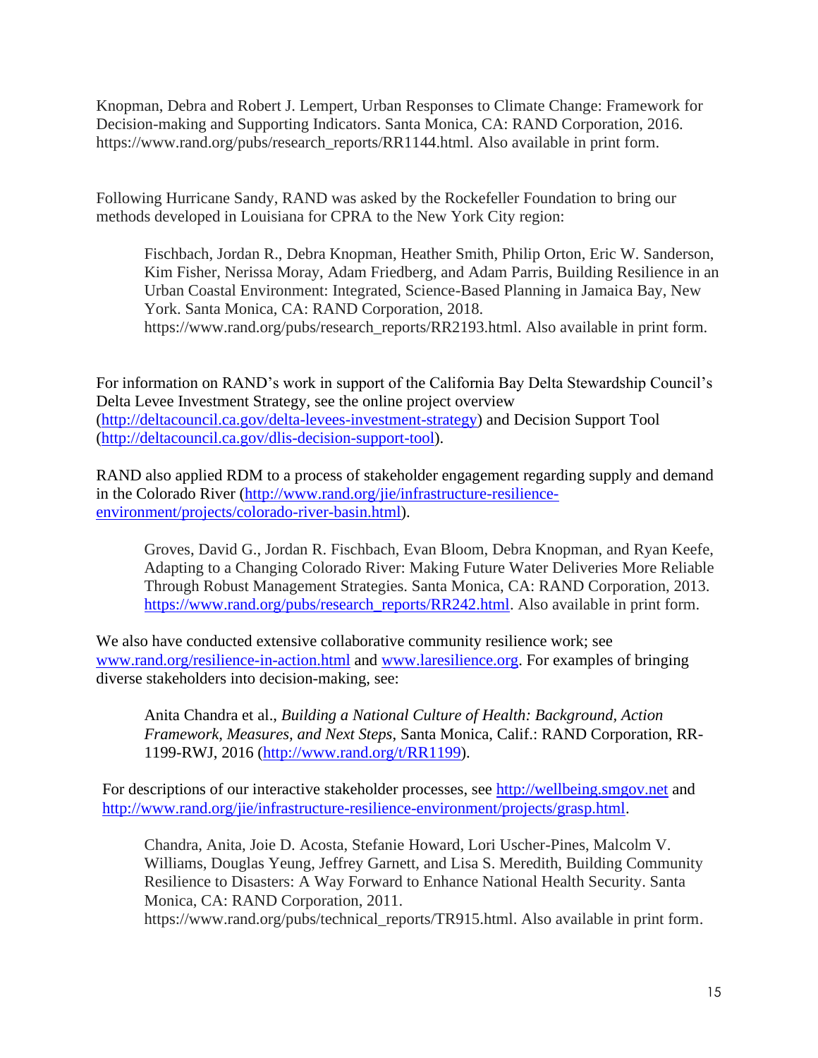Knopman, Debra and Robert J. Lempert, Urban Responses to Climate Change: Framework for Decision-making and Supporting Indicators. Santa Monica, CA: RAND Corporation, 2016. https://www.rand.org/pubs/research_reports/RR1144.html. Also available in print form.

Following Hurricane Sandy, RAND was asked by the Rockefeller Foundation to bring our methods developed in Louisiana for CPRA to the New York City region:

> Fischbach, Jordan R., Debra Knopman, Heather Smith, Philip Orton, Eric W. Sanderson, Kim Fisher, Nerissa Moray, Adam Friedberg, and Adam Parris, Building Resilience in an Urban Coastal Environment: Integrated, Science-Based Planning in Jamaica Bay, New York. Santa Monica, CA: RAND Corporation, 2018. https://www.rand.org/pubs/research_reports/RR2193.html. Also available in print form.

For information on RAND's work in support of the California Bay Delta Stewardship Council's Delta Levee Investment Strategy, see the online project overview (http://deltacouncil.ca.gov/delta-levees-investment-strategy) and Decision Support Tool (http://deltacouncil.ca.gov/dlis-decision-support-tool).

RAND also applied RDM to a process of stakeholder engagement regarding supply and demand in the Colorado River (http://www.rand.org/jie/infrastructure-resilience-environment/projects/colorado-river-basin.html).

> Groves, David G., Jordan R. Fischbach, Evan Bloom, Debra Knopman, and Ryan Keefe, Adapting to a Changing Colorado River: Making Future Water Deliveries More Reliable Through Robust Management Strategies. Santa Monica, CA: RAND Corporation, 2013. https://www.rand.org/pubs/research_reports/RR242.html. Also available in print form.

We also have conducted extensive collaborative community resilience work; see www.rand.org/resilience-in-action.html and www.laresilience.org. For examples of bringing diverse stakeholders into decision-making, see:

> Anita Chandra et al., *Building a National Culture of Health: Background, Action Framework, Measures, and Next Steps*, Santa Monica, Calif.: RAND Corporation, RR-1199-RWJ, 2016 (http://www.rand.org/t/RR1199).

For descriptions of our interactive stakeholder processes, see http://wellbeing.smgov.net and http://www.rand.org/jie/infrastructure-resilience-environment/projects/grasp.html.

> Chandra, Anita, Joie D. Acosta, Stefanie Howard, Lori Uscher-Pines, Malcolm V. Williams, Douglas Yeung, Jeffrey Garnett, and Lisa S. Meredith, Building Community Resilience to Disasters: A Way Forward to Enhance National Health Security. Santa Monica, CA: RAND Corporation, 2011. https://www.rand.org/pubs/technical_reports/TR915.html. Also available in print form.